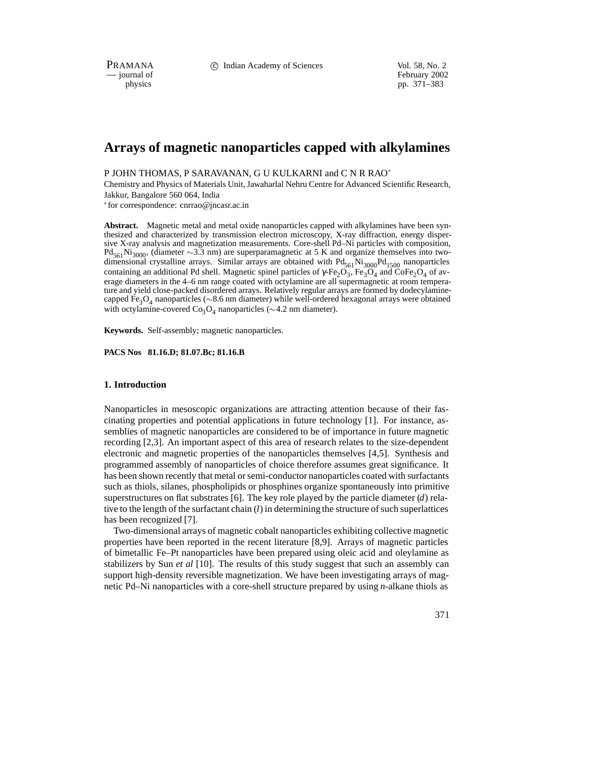# Arrays of magnetic nanoparticles capped with alkylamines

P JOHN THOMAS, P SARAVANAN, G U KULKARNI and C N R RAO*

Chemistry and Physics of Materials Unit, Jawaharlal Nehru Centre for Advanced Scientific Research, Jakkur, Bangalore 560 064, India

*for correspondence: cnrrao@jncasr.ac.in

**Abstract.** Magnetic metal and metal oxide nanoparticles capped with alkylamines have been synthesized and characterized by transmission electron microscopy, X-ray diffraction, energy dispersive X-ray analysis and magnetization measurements. Core-shell Pd–Ni particles with composition, $Pd_{561}Ni_{3000}$, (diameter ∼3.3 nm) are superparamagnetic at 5 K and organize themselves into two-dimensional crystalline arrays. Similar arrays are obtained with $Pd_{561}Ni_{3000}Pd_{1500}$ nanoparticles containing an additional Pd shell. Magnetic spinel particles of $\gamma$-$Fe_2O_3$, $Fe_3O_4$ and $CoFe_2O_4$ of average diameters in the 4–6 nm range coated with octylamine are all supermagnetic at room temperature and yield close-packed disordered arrays. Relatively regular arrays are formed by dodecylamine-capped $Fe_3O_4$ nanoparticles (∼8.6 nm diameter) while well-ordered hexagonal arrays were obtained with octylamine-covered $Co_3O_4$ nanoparticles (∼4.2 nm diameter).

**Keywords.** Self-assembly; magnetic nanoparticles.

**PACS Nos 81.16.D; 81.07.Bc; 81.16.B**

## 1. Introduction

Nanoparticles in mesoscopic organizations are attracting attention because of their fascinating properties and potential applications in future technology [1]. For instance, assemblies of magnetic nanoparticles are considered to be of importance in future magnetic recording [2,3]. An important aspect of this area of research relates to the size-dependent electronic and magnetic properties of the nanoparticles themselves [4,5]. Synthesis and programmed assembly of nanoparticles of choice therefore assumes great significance. It has been shown recently that metal or semi-conductor nanoparticles coated with surfactants such as thiols, silanes, phospholipids or phosphines organize spontaneously into primitive superstructures on flat substrates [6]. The key role played by the particle diameter ($d$) relative to the length of the surfactant chain ($l$) in determining the structure of such superlattices has been recognized [7].

Two-dimensional arrays of magnetic cobalt nanoparticles exhibiting collective magnetic properties have been reported in the recent literature [8,9]. Arrays of magnetic particles of bimetallic Fe–Pt nanoparticles have been prepared using oleic acid and oleylamine as stabilizers by Sun *et al* [10]. The results of this study suggest that such an assembly can support high-density reversible magnetization. We have been investigating arrays of magnetic Pd–Ni nanoparticles with a core-shell structure prepared by using *n*-alkane thiols as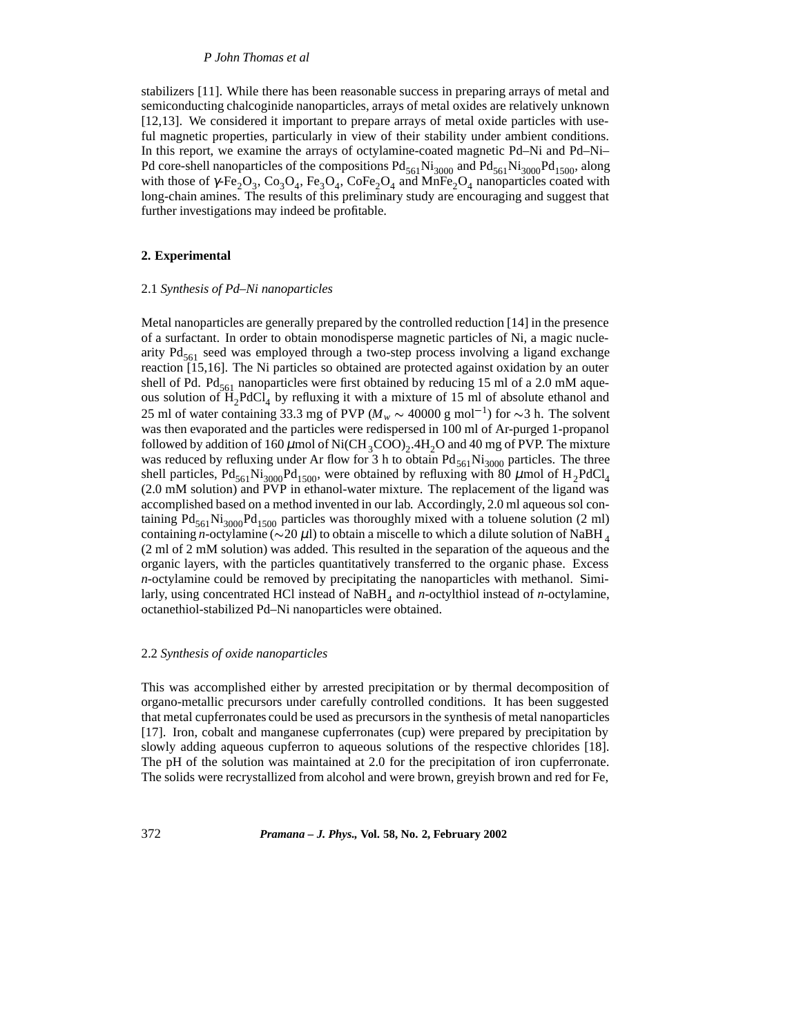stabilizers [11]. While there has been reasonable success in preparing arrays of metal and semiconducting chalcoginide nanoparticles, arrays of metal oxides are relatively unknown [12,13]. We considered it important to prepare arrays of metal oxide particles with useful magnetic properties, particularly in view of their stability under ambient conditions. In this report, we examine the arrays of octylamine-coated magnetic Pd–Ni and Pd–Ni–Pd core-shell nanoparticles of the compositions $Pd_{561}Ni_{3000}$ and $Pd_{561}Ni_{3000}Pd_{1500}$, along with those of $\gamma$-$Fe_2O_3$, $Co_3O_4$, $Fe_3O_4$, $CoFe_2O_4$ and $MnFe_2O_4$ nanoparticles coated with long-chain amines. The results of this preliminary study are encouraging and suggest that further investigations may indeed be profitable.

## 2. Experimental

### 2.1 *Synthesis of Pd–Ni nanoparticles*

Metal nanoparticles are generally prepared by the controlled reduction [14] in the presence of a surfactant. In order to obtain monodisperse magnetic particles of Ni, a magic nuclearity $Pd_{561}$ seed was employed through a two-step process involving a ligand exchange reaction [15,16]. The Ni particles so obtained are protected against oxidation by an outer shell of Pd. $Pd_{561}$ nanoparticles were first obtained by reducing 15 ml of a 2.0 mM aqueous solution of $H_2PdCl_4$ by refluxing it with a mixture of 15 ml of absolute ethanol and 25 ml of water containing 33.3 mg of PVP ($M_w \sim 40000$ g mol$^{-1}$) for $\sim$3 h. The solvent was then evaporated and the particles were redispersed in 100 ml of Ar-purged 1-propanol followed by addition of 160 $\mu$mol of $Ni(CH_3COO)_2.4H_2O$ and 40 mg of PVP. The mixture was reduced by refluxing under Ar flow for 3 h to obtain $Pd_{561}Ni_{3000}$ particles. The three shell particles, $Pd_{561}Ni_{3000}Pd_{1500}$, were obtained by refluxing with 80 $\mu$mol of $H_2PdCl_4$ (2.0 mM solution) and PVP in ethanol-water mixture. The replacement of the ligand was accomplished based on a method invented in our lab. Accordingly, 2.0 ml aqueous sol containing $Pd_{561}Ni_{3000}Pd_{1500}$ particles was thoroughly mixed with a toluene solution (2 ml) containing *n*-octylamine ($\sim$20 $\mu$l) to obtain a miscelle to which a dilute solution of $NaBH_4$ (2 ml of 2 mM solution) was added. This resulted in the separation of the aqueous and the organic layers, with the particles quantitatively transferred to the organic phase. Excess *n*-octylamine could be removed by precipitating the nanoparticles with methanol. Similarly, using concentrated HCl instead of $NaBH_4$ and *n*-octylthiol instead of *n*-octylamine, octanethiol-stabilized Pd–Ni nanoparticles were obtained.

### 2.2 *Synthesis of oxide nanoparticles*

This was accomplished either by arrested precipitation or by thermal decomposition of organo-metallic precursors under carefully controlled conditions. It has been suggested that metal cupferronates could be used as precursors in the synthesis of metal nanoparticles [17]. Iron, cobalt and manganese cupferronates (cup) were prepared by precipitation by slowly adding aqueous cupferron to aqueous solutions of the respective chlorides [18]. The pH of the solution was maintained at 2.0 for the precipitation of iron cupferronate. The solids were recrystallized from alcohol and were brown, greyish brown and red for Fe,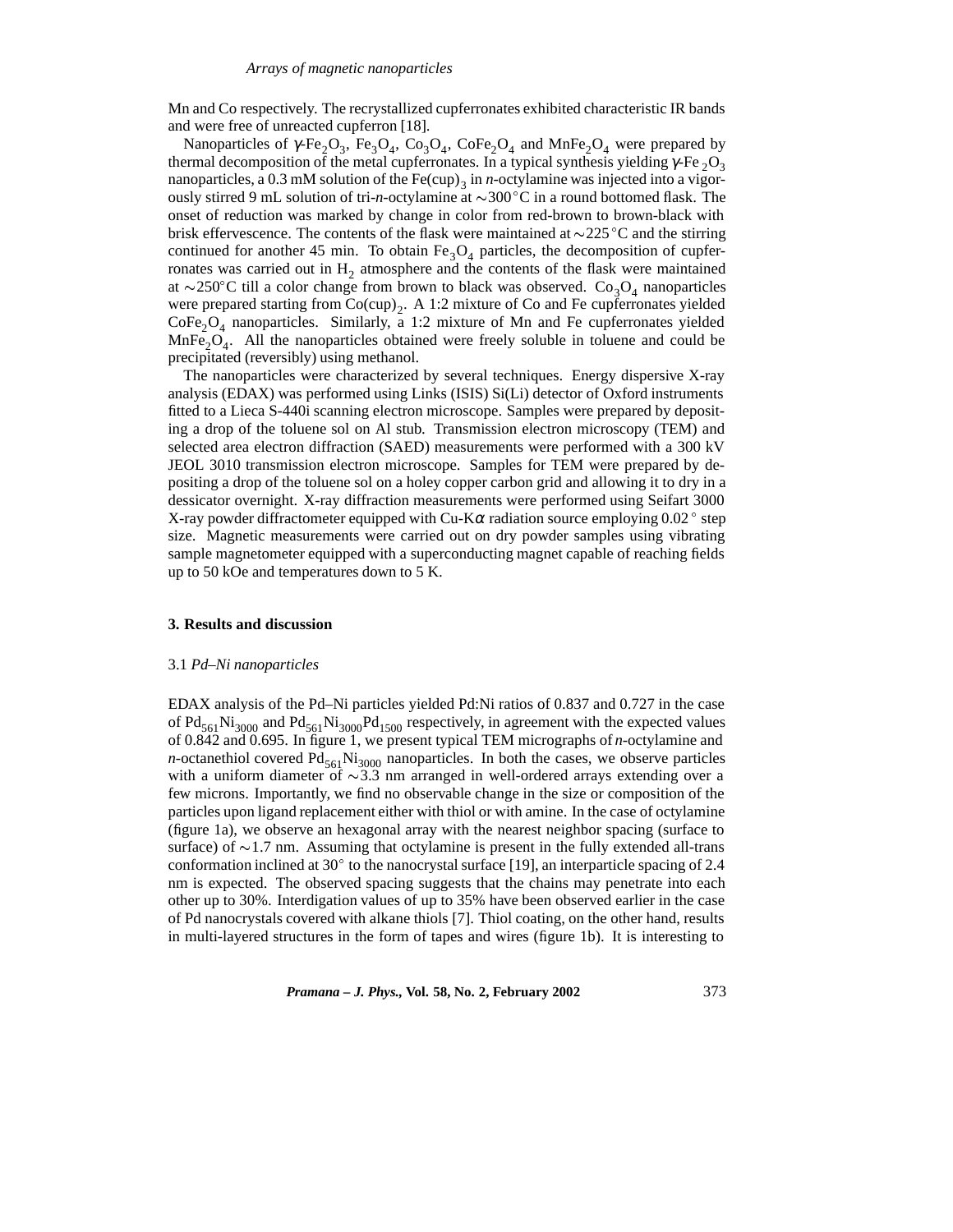Mn and Co respectively. The recrystallized cupferronates exhibited characteristic IR bands and were free of unreacted cupferron [18].

Nanoparticles of $\gamma$-$Fe_2O_3$, $Fe_3O_4$, $Co_3O_4$, $CoFe_2O_4$ and $MnFe_2O_4$ were prepared by thermal decomposition of the metal cupferronates. In a typical synthesis yielding $\gamma$-$Fe_2O_3$ nanoparticles, a 0.3 mM solution of the $Fe(cup)_3$ in *n*-octylamine was injected into a vigorously stirred 9 mL solution of tri-*n*-octylamine at $\sim$300 °C in a round bottomed flask. The onset of reduction was marked by change in color from red-brown to brown-black with brisk effervescence. The contents of the flask were maintained at $\sim$225 °C and the stirring continued for another 45 min. To obtain $Fe_3O_4$ particles, the decomposition of cupferronates was carried out in $H_2$ atmosphere and the contents of the flask were maintained at $\sim$250°C till a color change from brown to black was observed. $Co_3O_4$ nanoparticles were prepared starting from $Co(cup)_2$. A 1:2 mixture of Co and Fe cupferronates yielded $CoFe_2O_4$ nanoparticles. Similarly, a 1:2 mixture of Mn and Fe cupferronates yielded $MnFe_2O_4$. All the nanoparticles obtained were freely soluble in toluene and could be precipitated (reversibly) using methanol.

The nanoparticles were characterized by several techniques. Energy dispersive X-ray analysis (EDAX) was performed using Links (ISIS) Si(Li) detector of Oxford instruments fitted to a Lieca S-440i scanning electron microscope. Samples were prepared by depositing a drop of the toluene sol on Al stub. Transmission electron microscopy (TEM) and selected area electron diffraction (SAED) measurements were performed with a 300 kV JEOL 3010 transmission electron microscope. Samples for TEM were prepared by depositing a drop of the toluene sol on a holey copper carbon grid and allowing it to dry in a dessicator overnight. X-ray diffraction measurements were performed using Seifart 3000 X-ray powder diffractometer equipped with Cu-K$\alpha$ radiation source employing 0.02° step size. Magnetic measurements were carried out on dry powder samples using vibrating sample magnetometer equipped with a superconducting magnet capable of reaching fields up to 50 kOe and temperatures down to 5 K.

## 3. Results and discussion

### 3.1 *Pd–Ni nanoparticles*

EDAX analysis of the Pd–Ni particles yielded Pd:Ni ratios of 0.837 and 0.727 in the case of $Pd_{561}Ni_{3000}$ and $Pd_{561}Ni_{3000}Pd_{1500}$ respectively, in agreement with the expected values of 0.842 and 0.695. In figure 1, we present typical TEM micrographs of *n*-octylamine and *n*-octanethiol covered $Pd_{561}Ni_{3000}$ nanoparticles. In both the cases, we observe particles with a uniform diameter of $\sim$3.3 nm arranged in well-ordered arrays extending over a few microns. Importantly, we find no observable change in the size or composition of the particles upon ligand replacement either with thiol or with amine. In the case of octylamine (figure 1a), we observe an hexagonal array with the nearest neighbor spacing (surface to surface) of $\sim$1.7 nm. Assuming that octylamine is present in the fully extended all-trans conformation inclined at 30° to the nanocrystal surface [19], an interparticle spacing of 2.4 nm is expected. The observed spacing suggests that the chains may penetrate into each other up to 30%. Interdigation values of up to 35% have been observed earlier in the case of Pd nanocrystals covered with alkane thiols [7]. Thiol coating, on the other hand, results in multi-layered structures in the form of tapes and wires (figure 1b). It is interesting to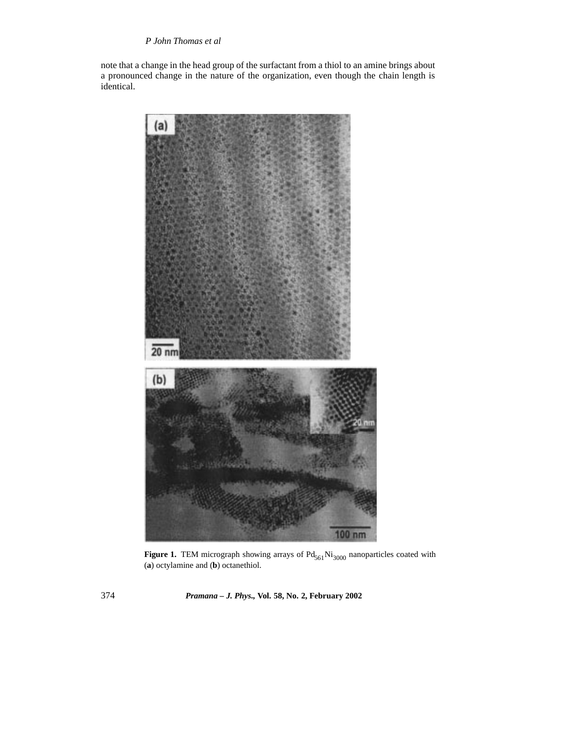note that a change in the head group of the surfactant from a thiol to an amine brings about a pronounced change in the nature of the organization, even though the chain length is identical.

**Figure 1.** TEM micrograph showing arrays of $Pd_{561}Ni_{3000}$ nanoparticles coated with (**a**) octylamine and (**b**) octanethiol.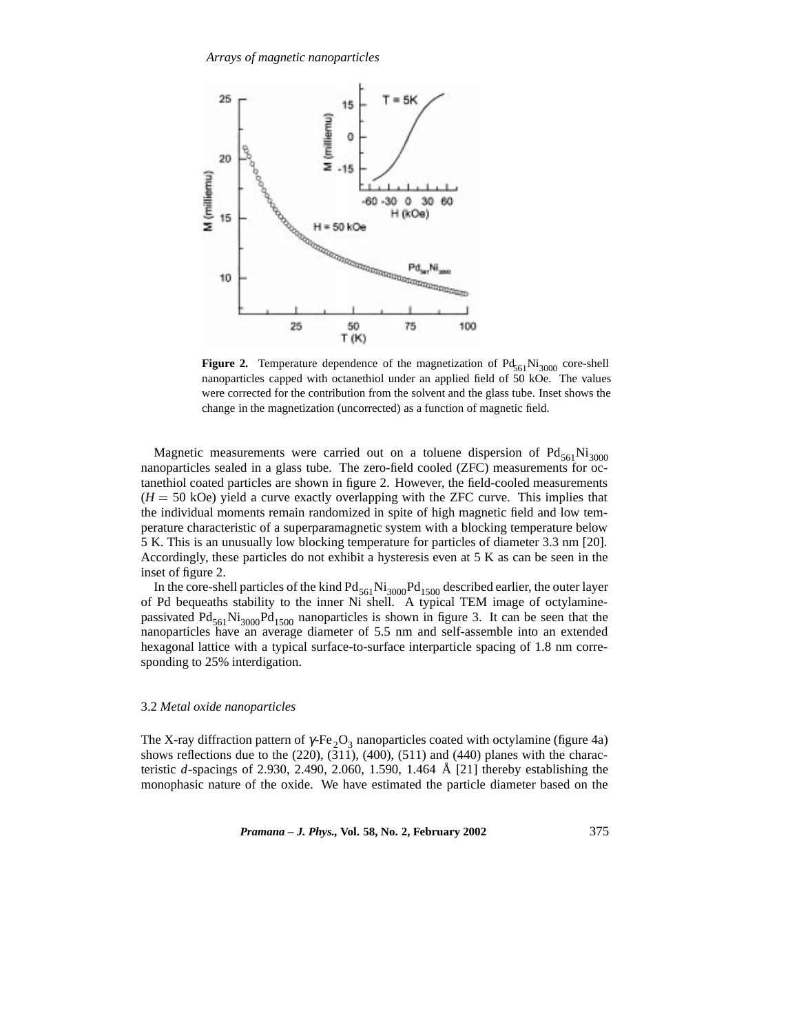**Figure 2.** Temperature dependence of the magnetization of $Pd_{561}Ni_{3000}$ core-shell nanoparticles capped with octanethiol under an applied field of 50 kOe. The values were corrected for the contribution from the solvent and the glass tube. Inset shows the change in the magnetization (uncorrected) as a function of magnetic field.

Magnetic measurements were carried out on a toluene dispersion of $Pd_{561}Ni_{3000}$ nanoparticles sealed in a glass tube. The zero-field cooled (ZFC) measurements for octanethiol coated particles are shown in figure 2. However, the field-cooled measurements ($H = 50$ kOe) yield a curve exactly overlapping with the ZFC curve. This implies that the individual moments remain randomized in spite of high magnetic field and low temperature characteristic of a superparamagnetic system with a blocking temperature below 5 K. This is an unusually low blocking temperature for particles of diameter 3.3 nm [20]. Accordingly, these particles do not exhibit a hysteresis even at 5 K as can be seen in the inset of figure 2.

In the core-shell particles of the kind $Pd_{561}Ni_{3000}Pd_{1500}$ described earlier, the outer layer of Pd bequeaths stability to the inner Ni shell. A typical TEM image of octylamine-passivated $Pd_{561}Ni_{3000}Pd_{1500}$ nanoparticles is shown in figure 3. It can be seen that the nanoparticles have an average diameter of 5.5 nm and self-assemble into an extended hexagonal lattice with a typical surface-to-surface interparticle spacing of 1.8 nm corresponding to 25% interdigation.

### 3.2 *Metal oxide nanoparticles*

The X-ray diffraction pattern of $\gamma$-$Fe_2O_3$ nanoparticles coated with octylamine (figure 4a) shows reflections due to the (220), (311), (400), (511) and (440) planes with the characteristic $d$-spacings of 2.930, 2.490, 2.060, 1.590, 1.464 Å [21] thereby establishing the monophasic nature of the oxide. We have estimated the particle diameter based on the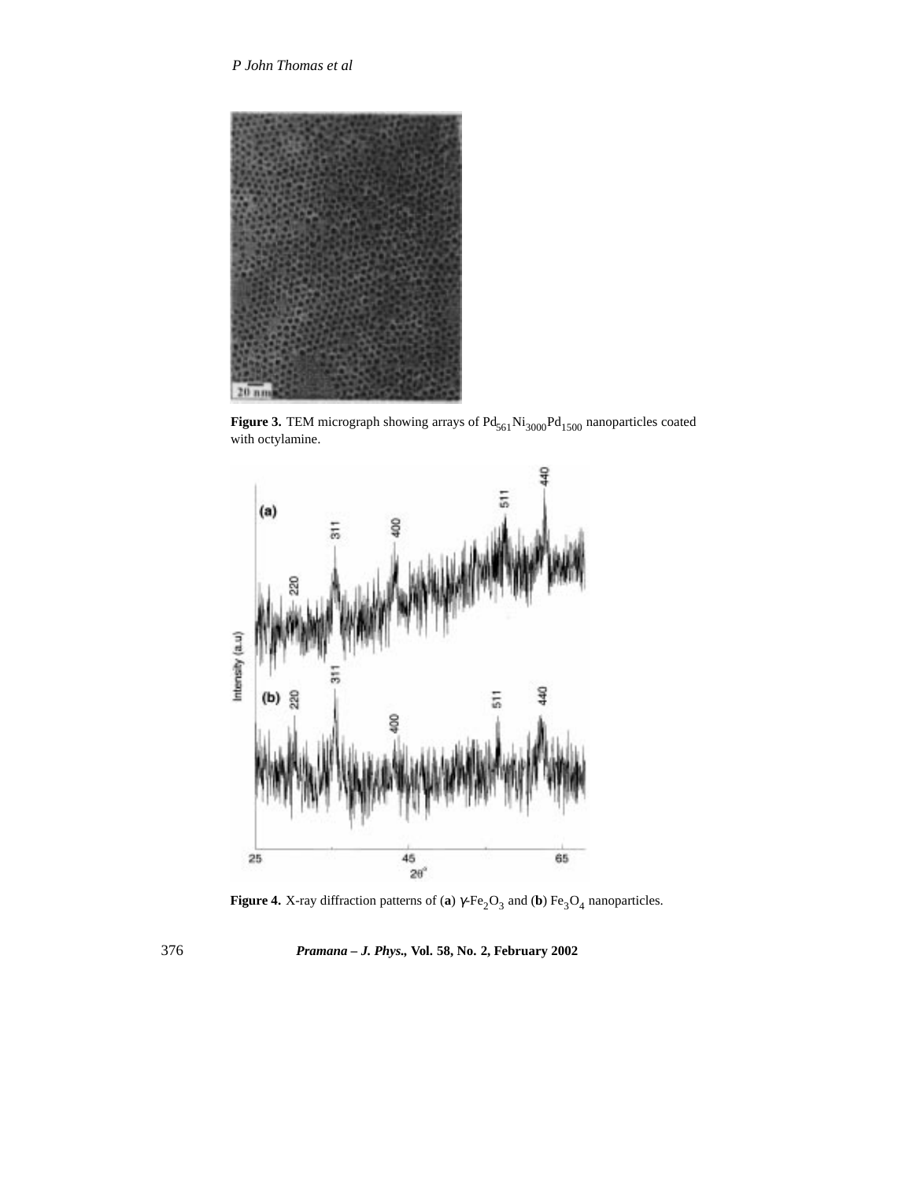**Figure 3.** TEM micrograph showing arrays of $Pd_{561}Ni_{3000}Pd_{1500}$ nanoparticles coated with octylamine.

**Figure 4.** X-ray diffraction patterns of (**a**) $\gamma$-$Fe_2O_3$ and (**b**) $Fe_3O_4$ nanoparticles.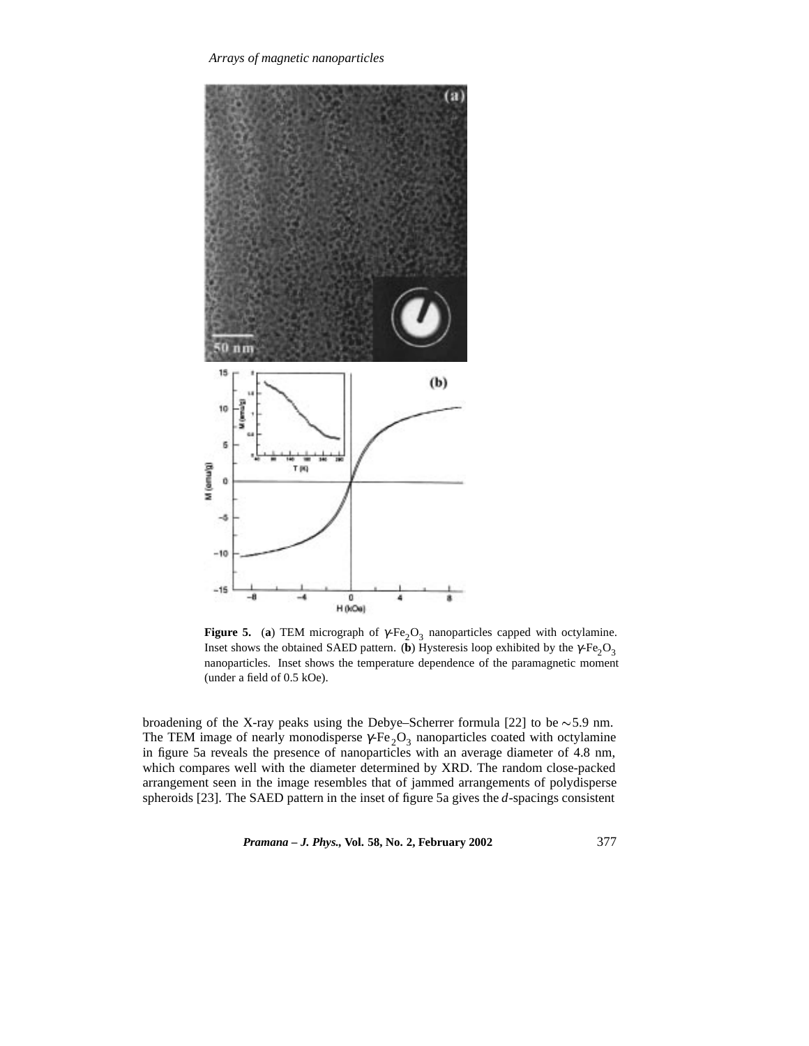**Figure 5.** (**a**) TEM micrograph of $\gamma$-$Fe_2O_3$ nanoparticles capped with octylamine. Inset shows the obtained SAED pattern. (**b**) Hysteresis loop exhibited by the $\gamma$-$Fe_2O_3$ nanoparticles. Inset shows the temperature dependence of the paramagnetic moment (under a field of 0.5 kOe).

broadening of the X-ray peaks using the Debye–Scherrer formula [22] to be $\sim$5.9 nm. The TEM image of nearly monodisperse $\gamma$-$Fe_2O_3$ nanoparticles coated with octylamine in figure 5a reveals the presence of nanoparticles with an average diameter of 4.8 nm, which compares well with the diameter determined by XRD. The random close-packed arrangement seen in the image resembles that of jammed arrangements of polydisperse spheroids [23]. The SAED pattern in the inset of figure 5a gives the $d$-spacings consistent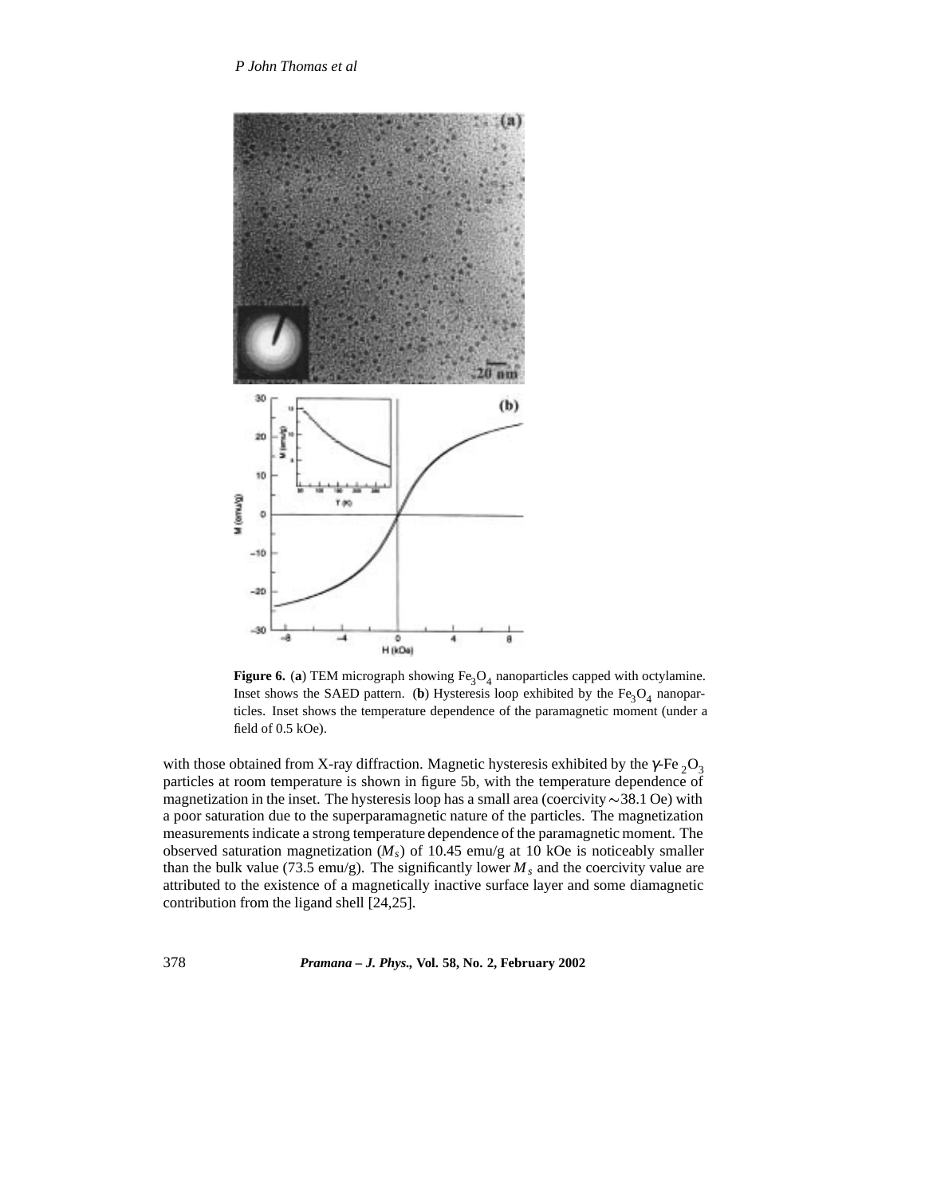**Figure 6.** (**a**) TEM micrograph showing $Fe_3O_4$ nanoparticles capped with octylamine. Inset shows the SAED pattern. (**b**) Hysteresis loop exhibited by the $Fe_3O_4$ nanoparticles. Inset shows the temperature dependence of the paramagnetic moment (under a field of 0.5 kOe).

with those obtained from X-ray diffraction. Magnetic hysteresis exhibited by the $\gamma$-$Fe_2O_3$ particles at room temperature is shown in figure 5b, with the temperature dependence of magnetization in the inset. The hysteresis loop has a small area (coercivity $\sim$38.1 Oe) with a poor saturation due to the superparamagnetic nature of the particles. The magnetization measurements indicate a strong temperature dependence of the paramagnetic moment. The observed saturation magnetization ($M_s$) of 10.45 emu/g at 10 kOe is noticeably smaller than the bulk value (73.5 emu/g). The significantly lower $M_s$ and the coercivity value are attributed to the existence of a magnetically inactive surface layer and some diamagnetic contribution from the ligand shell [24,25].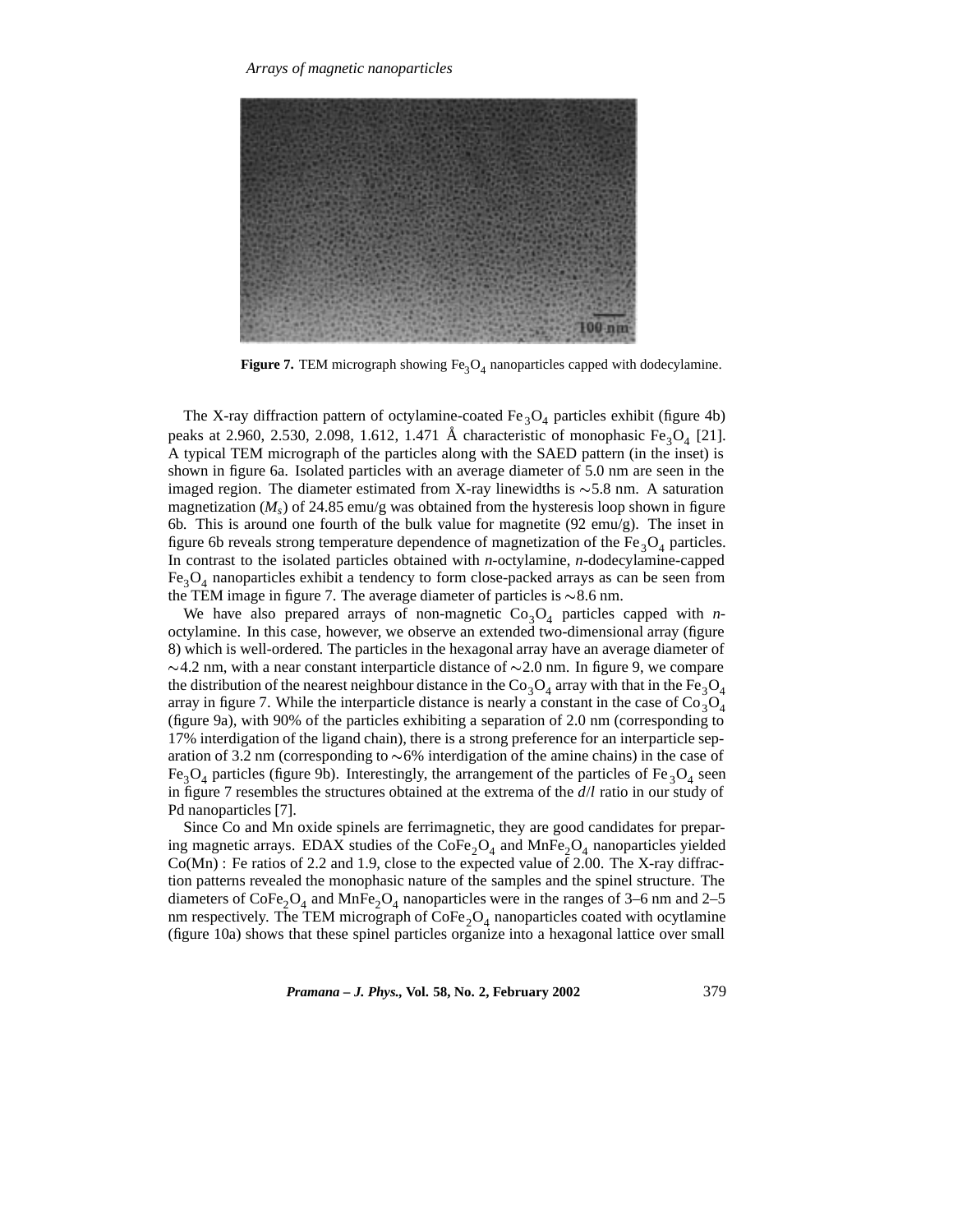**Figure 7.** TEM micrograph showing $Fe_3O_4$ nanoparticles capped with dodecylamine.

The X-ray diffraction pattern of octylamine-coated $Fe_3O_4$ particles exhibit (figure 4b) peaks at 2.960, 2.530, 2.098, 1.612, 1.471 Å characteristic of monophasic $Fe_3O_4$ [21]. A typical TEM micrograph of the particles along with the SAED pattern (in the inset) is shown in figure 6a. Isolated particles with an average diameter of 5.0 nm are seen in the imaged region. The diameter estimated from X-ray linewidths is ~5.8 nm. A saturation magnetization ($M_s$) of 24.85 emu/g was obtained from the hysteresis loop shown in figure 6b. This is around one fourth of the bulk value for magnetite (92 emu/g). The inset in figure 6b reveals strong temperature dependence of magnetization of the $Fe_3O_4$ particles. In contrast to the isolated particles obtained with *n*-octylamine, *n*-dodecylamine-capped $Fe_3O_4$ nanoparticles exhibit a tendency to form close-packed arrays as can be seen from the TEM image in figure 7. The average diameter of particles is ~8.6 nm.

We have also prepared arrays of non-magnetic $Co_3O_4$ particles capped with *n*-octylamine. In this case, however, we observe an extended two-dimensional array (figure 8) which is well-ordered. The particles in the hexagonal array have an average diameter of ~4.2 nm, with a near constant interparticle distance of ~2.0 nm. In figure 9, we compare the distribution of the nearest neighbour distance in the $Co_3O_4$ array with that in the $Fe_3O_4$ array in figure 7. While the interparticle distance is nearly a constant in the case of $Co_3O_4$ (figure 9a), with 90% of the particles exhibiting a separation of 2.0 nm (corresponding to 17% interdigation of the ligand chain), there is a strong preference for an interparticle separation of 3.2 nm (corresponding to ~6% interdigation of the amine chains) in the case of $Fe_3O_4$ particles (figure 9b). Interestingly, the arrangement of the particles of $Fe_3O_4$ seen in figure 7 resembles the structures obtained at the extrema of the $d/l$ ratio in our study of Pd nanoparticles [7].

Since Co and Mn oxide spinels are ferrimagnetic, they are good candidates for preparing magnetic arrays. EDAX studies of the $CoFe_2O_4$ and $MnFe_2O_4$ nanoparticles yielded Co(Mn) : Fe ratios of 2.2 and 1.9, close to the expected value of 2.00. The X-ray diffraction patterns revealed the monophasic nature of the samples and the spinel structure. The diameters of $CoFe_2O_4$ and $MnFe_2O_4$ nanoparticles were in the ranges of 3–6 nm and 2–5 nm respectively. The TEM micrograph of $CoFe_2O_4$ nanoparticles coated with ocytlamine (figure 10a) shows that these spinel particles organize into a hexagonal lattice over small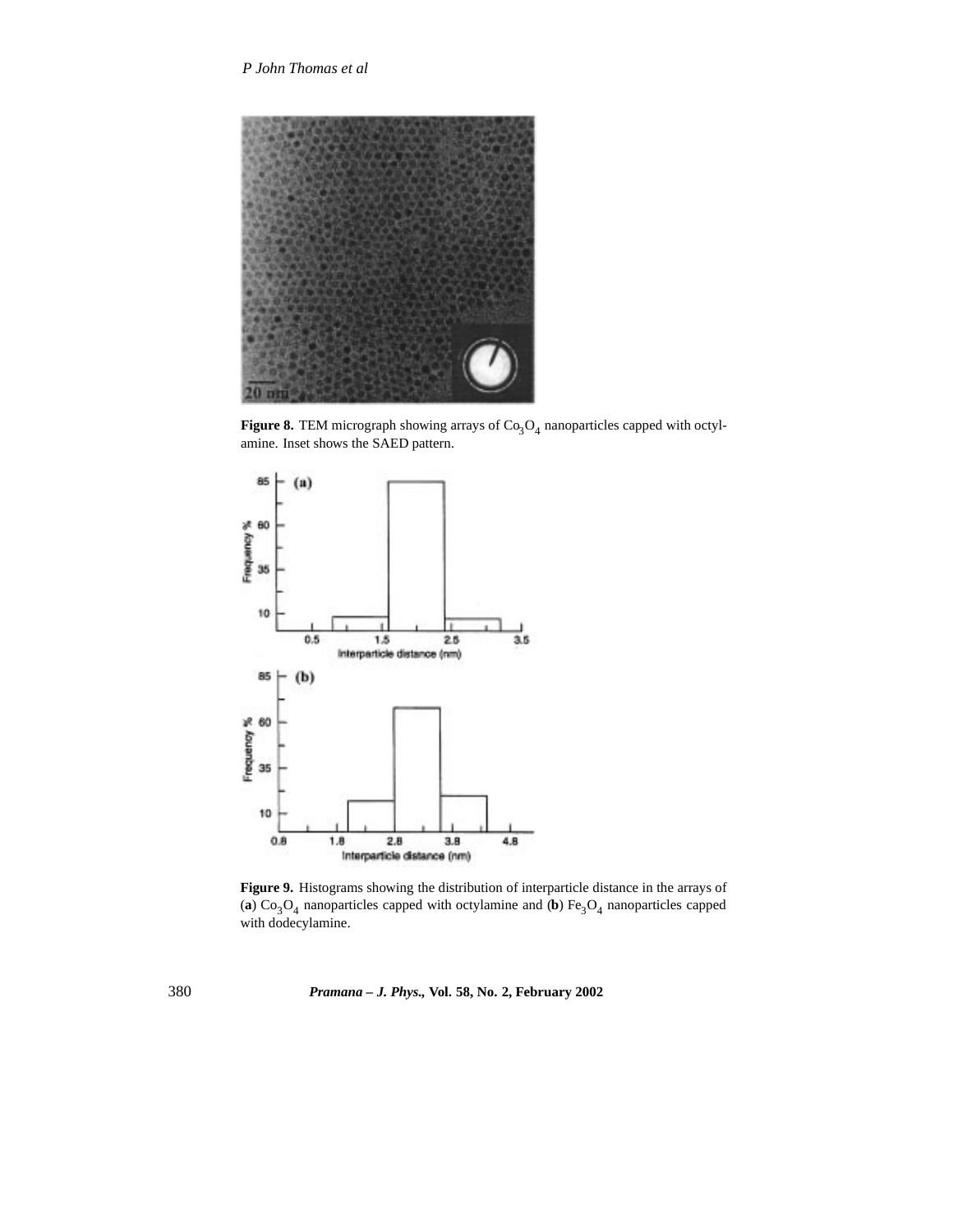**Figure 8.** TEM micrograph showing arrays of $Co_3O_4$ nanoparticles capped with octylamine. Inset shows the SAED pattern.

**Figure 9.** Histograms showing the distribution of interparticle distance in the arrays of (**a**) $Co_3O_4$ nanoparticles capped with octylamine and (**b**) $Fe_3O_4$ nanoparticles capped with dodecylamine.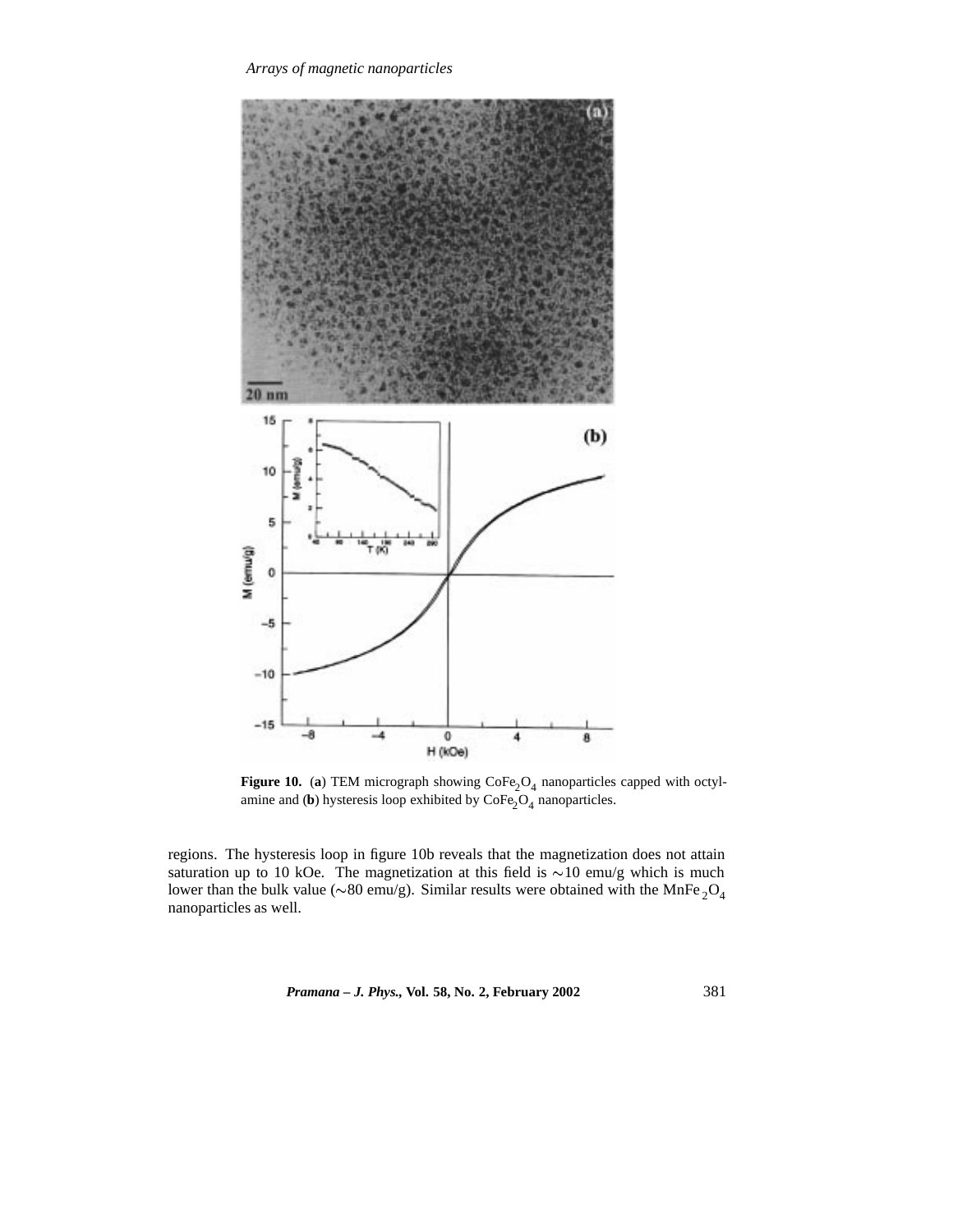**Figure 10.** (**a**) TEM micrograph showing $CoFe_2O_4$ nanoparticles capped with octylamine and (**b**) hysteresis loop exhibited by $CoFe_2O_4$ nanoparticles.

regions. The hysteresis loop in figure 10b reveals that the magnetization does not attain saturation up to 10 kOe. The magnetization at this field is $\sim$10 emu/g which is much lower than the bulk value ($\sim$80 emu/g). Similar results were obtained with the $MnFe_2O_4$ nanoparticles as well.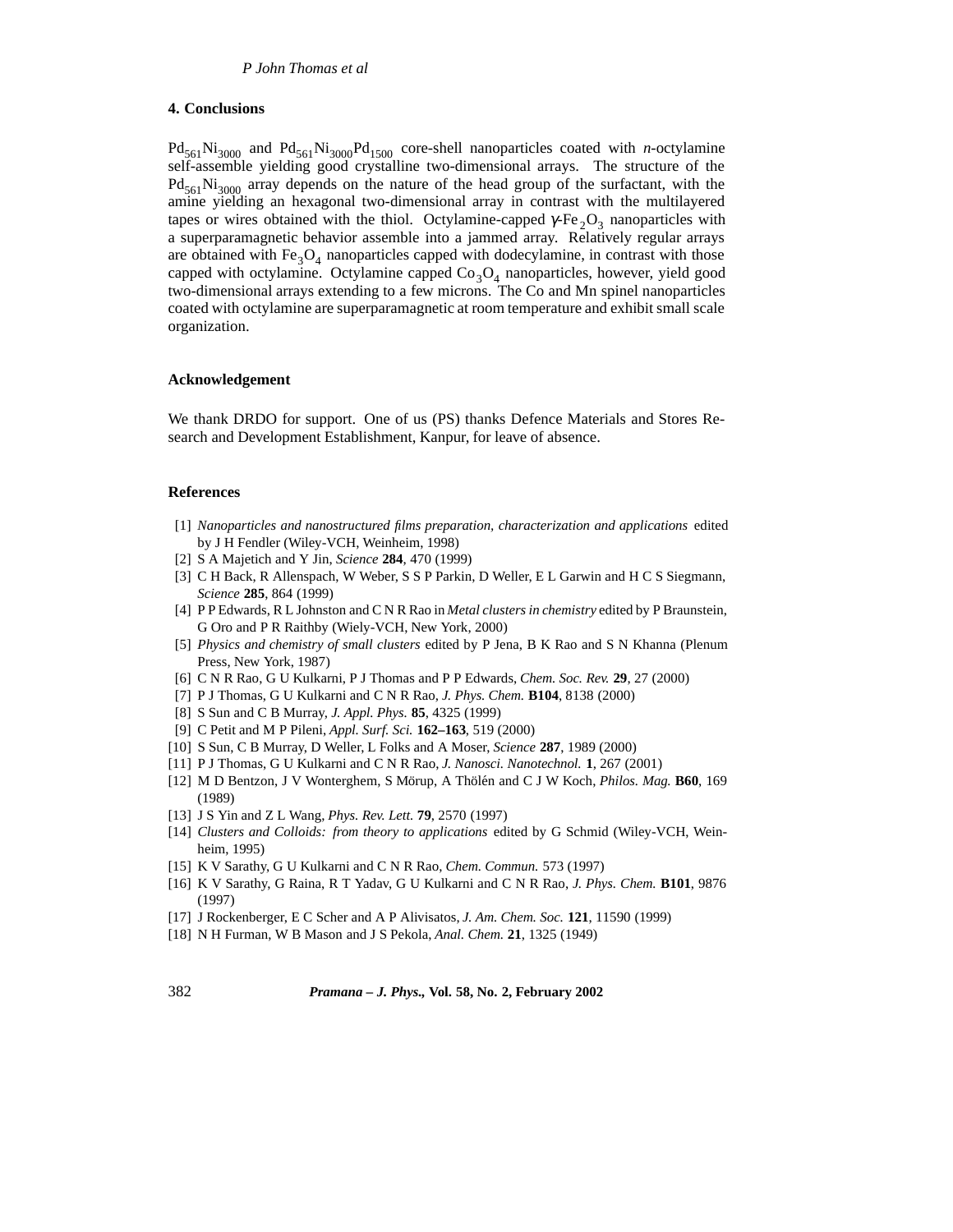## 4. Conclusions

$Pd_{561}Ni_{3000}$ and $Pd_{561}Ni_{3000}Pd_{1500}$ core-shell nanoparticles coated with *n*-octylamine self-assemble yielding good crystalline two-dimensional arrays. The structure of the $Pd_{561}Ni_{3000}$ array depends on the nature of the head group of the surfactant, with the amine yielding an hexagonal two-dimensional array in contrast with the multilayered tapes or wires obtained with the thiol. Octylamine-capped $\gamma$-$Fe_2O_3$ nanoparticles with a superparamagnetic behavior assemble into a jammed array. Relatively regular arrays are obtained with $Fe_3O_4$ nanoparticles capped with dodecylamine, in contrast with those capped with octylamine. Octylamine capped $Co_3O_4$ nanoparticles, however, yield good two-dimensional arrays extending to a few microns. The Co and Mn spinel nanoparticles coated with octylamine are superparamagnetic at room temperature and exhibit small scale organization.

## Acknowledgement

We thank DRDO for support. One of us (PS) thanks Defence Materials and Stores Research and Development Establishment, Kanpur, for leave of absence.

## References

[1] *Nanoparticles and nanostructured films preparation, characterization and applications* edited by J H Fendler (Wiley-VCH, Weinheim, 1998)
[2] S A Majetich and Y Jin, *Science* **284**, 470 (1999)
[3] C H Back, R Allenspach, W Weber, S S P Parkin, D Weller, E L Garwin and H C S Siegmann, *Science* **285**, 864 (1999)
[4] P P Edwards, R L Johnston and C N R Rao in *Metal clusters in chemistry* edited by P Braunstein, G Oro and P R Raithby (Wiely-VCH, New York, 2000)
[5] *Physics and chemistry of small clusters* edited by P Jena, B K Rao and S N Khanna (Plenum Press, New York, 1987)
[6] C N R Rao, G U Kulkarni, P J Thomas and P P Edwards, *Chem. Soc. Rev.* **29**, 27 (2000)
[7] P J Thomas, G U Kulkarni and C N R Rao, *J. Phys. Chem.* **B104**, 8138 (2000)
[8] S Sun and C B Murray, *J. Appl. Phys.* **85**, 4325 (1999)
[9] C Petit and M P Pileni, *Appl. Surf. Sci.* **162–163**, 519 (2000)
[10] S Sun, C B Murray, D Weller, L Folks and A Moser, *Science* **287**, 1989 (2000)
[11] P J Thomas, G U Kulkarni and C N R Rao, *J. Nanosci. Nanotechnol.* **1**, 267 (2001)
[12] M D Bentzon, J V Wonterghem, S Mörup, A Thölén and C J W Koch, *Philos. Mag.* **B60**, 169 (1989)
[13] J S Yin and Z L Wang, *Phys. Rev. Lett.* **79**, 2570 (1997)
[14] *Clusters and Colloids: from theory to applications* edited by G Schmid (Wiley-VCH, Weinheim, 1995)
[15] K V Sarathy, G U Kulkarni and C N R Rao, *Chem. Commun.* 573 (1997)
[16] K V Sarathy, G Raina, R T Yadav, G U Kulkarni and C N R Rao, *J. Phys. Chem.* **B101**, 9876 (1997)
[17] J Rockenberger, E C Scher and A P Alivisatos, *J. Am. Chem. Soc.* **121**, 11590 (1999)
[18] N H Furman, W B Mason and J S Pekola, *Anal. Chem.* **21**, 1325 (1949)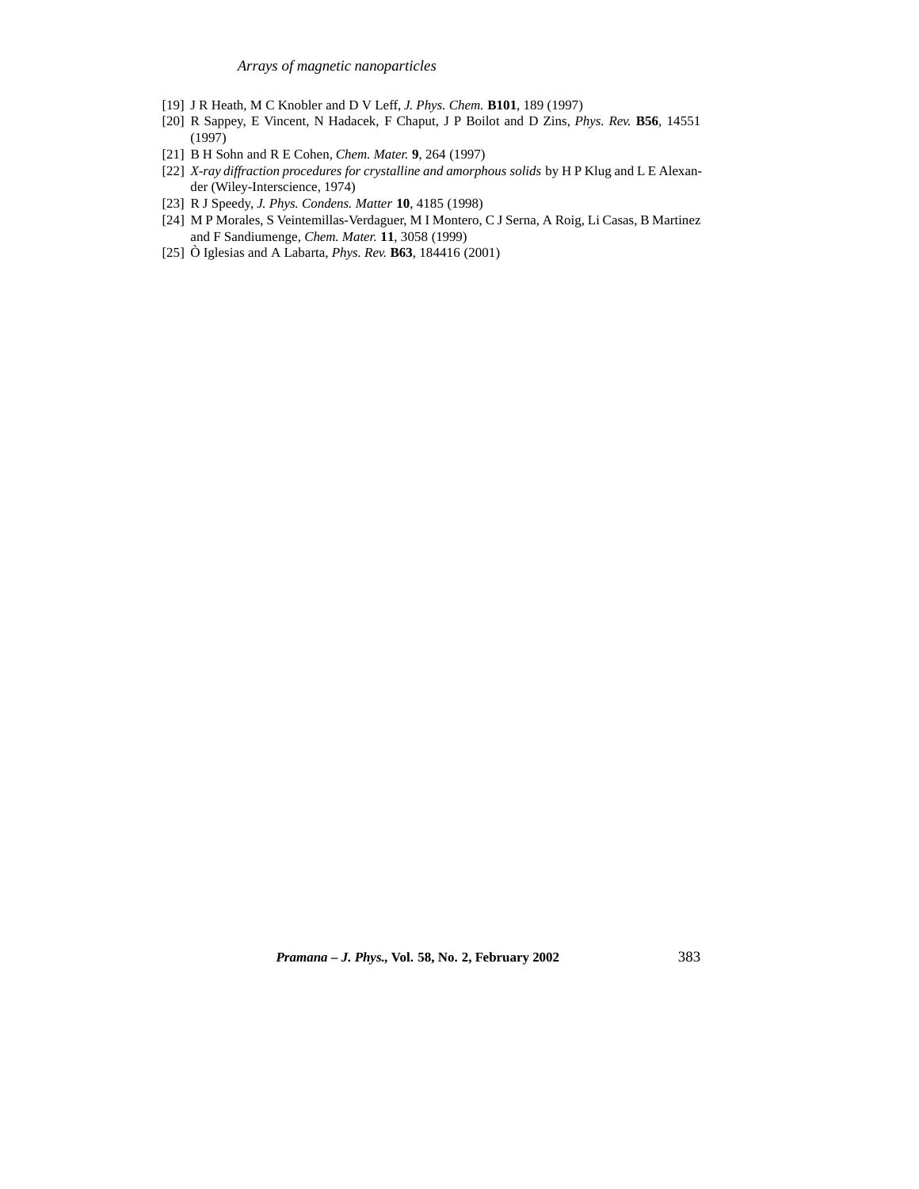[19] J R Heath, M C Knobler and D V Leff, *J. Phys. Chem.* **B101**, 189 (1997)
[20] R Sappey, E Vincent, N Hadacek, F Chaput, J P Boilot and D Zins, *Phys. Rev.* **B56**, 14551 (1997)
[21] B H Sohn and R E Cohen, *Chem. Mater.* **9**, 264 (1997)
[22] *X-ray diffraction procedures for crystalline and amorphous solids* by H P Klug and L E Alexander (Wiley-Interscience, 1974)
[23] R J Speedy, *J. Phys. Condens. Matter* **10**, 4185 (1998)
[24] M P Morales, S Veintemillas-Verdaguer, M I Montero, C J Serna, A Roig, Li Casas, B Martinez and F Sandiumenge, *Chem. Mater.* **11**, 3058 (1999)
[25] Ò Iglesias and A Labarta, *Phys. Rev.* **B63**, 184416 (2001)